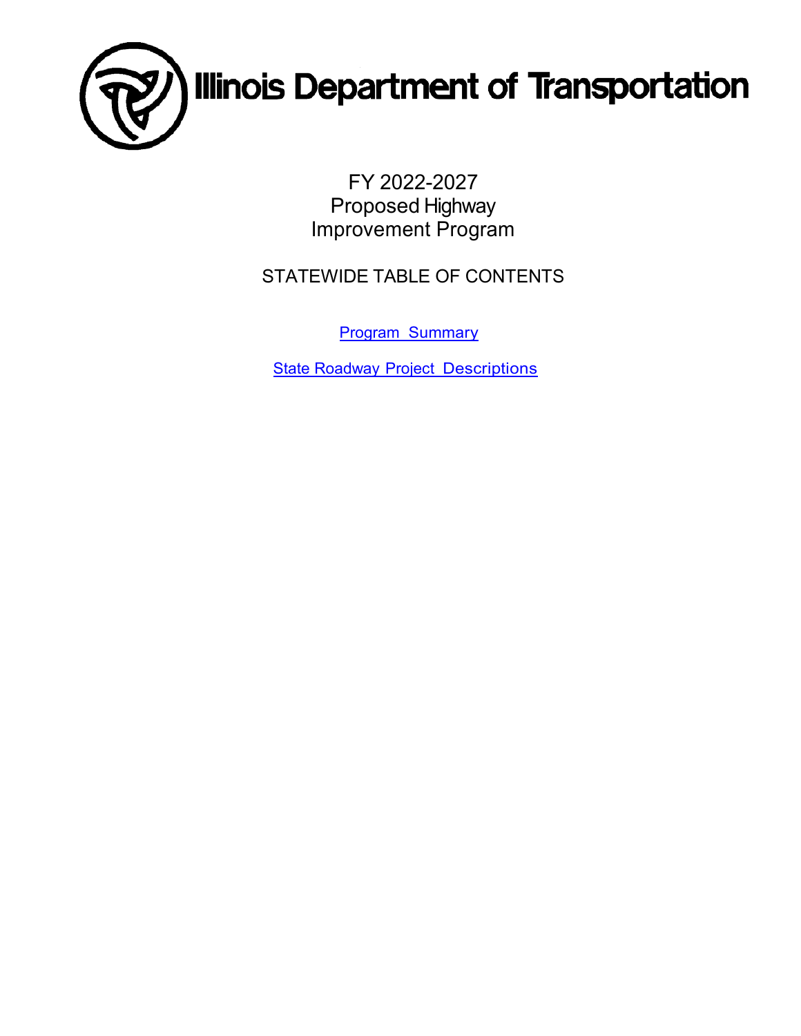# Illinois Department of Transportation

## FY 2022-2027 Proposed Highway Improvement Program

### STATEWIDE TABLE OF CONTENTS

Program Summary

State Roadway Project Descriptions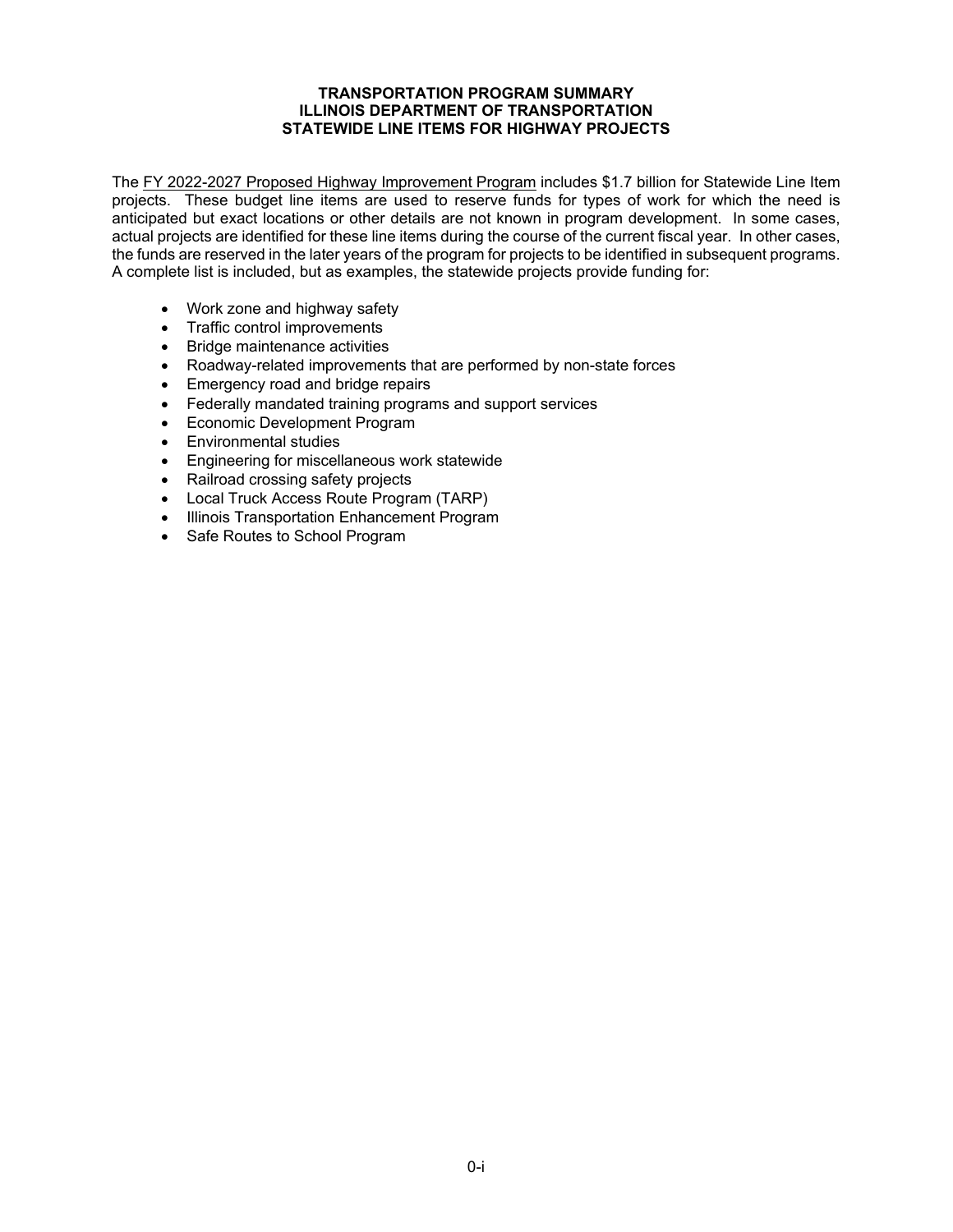# TRANSPORTATION PROGRAM SUMMARY
## ILLINOIS DEPARTMENT OF TRANSPORTATION
## STATEWIDE LINE ITEMS FOR HIGHWAY PROJECTS

The FY 2022-2027 Proposed Highway Improvement Program includes $1.7 billion for Statewide Line Item projects. These budget line items are used to reserve funds for types of work for which the need is anticipated but exact locations or other details are not known in program development. In some cases, actual projects are identified for these line items during the course of the current fiscal year. In other cases, the funds are reserved in the later years of the program for projects to be identified in subsequent programs. A complete list is included, but as examples, the statewide projects provide funding for:

- Work zone and highway safety
- Traffic control improvements
- Bridge maintenance activities
- Roadway-related improvements that are performed by non-state forces
- Emergency road and bridge repairs
- Federally mandated training programs and support services
- Economic Development Program
- Environmental studies
- Engineering for miscellaneous work statewide
- Railroad crossing safety projects
- Local Truck Access Route Program (TARP)
- Illinois Transportation Enhancement Program
- Safe Routes to School Program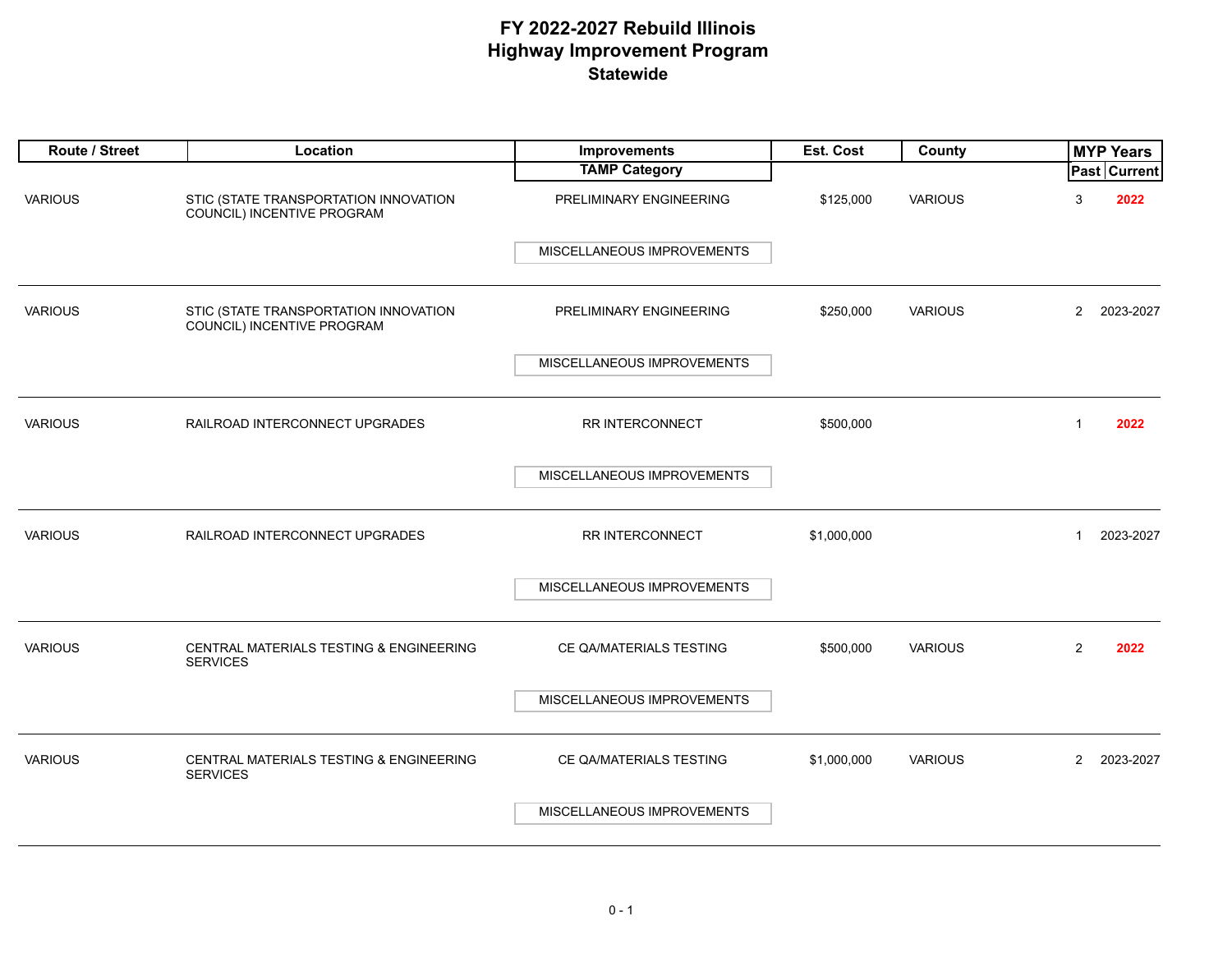# FY 2022-2027 Rebuild Illinois
## Highway Improvement Program
### Statewide

| Route / Street | Location | Improvements / TAMP Category | Est. Cost | County | MYP Years Past | MYP Years Current |
|---|---|---|---|---|---|---|
| VARIOUS | STIC (STATE TRANSPORTATION INNOVATION COUNCIL) INCENTIVE PROGRAM | PRELIMINARY ENGINEERING / MISCELLANEOUS IMPROVEMENTS | $125,000 | VARIOUS | 3 | **2022** |
| VARIOUS | STIC (STATE TRANSPORTATION INNOVATION COUNCIL) INCENTIVE PROGRAM | PRELIMINARY ENGINEERING / MISCELLANEOUS IMPROVEMENTS | $250,000 | VARIOUS | 2 | 2023-2027 |
| VARIOUS | RAILROAD INTERCONNECT UPGRADES | RR INTERCONNECT / MISCELLANEOUS IMPROVEMENTS | $500,000 | | 1 | **2022** |
| VARIOUS | RAILROAD INTERCONNECT UPGRADES | RR INTERCONNECT / MISCELLANEOUS IMPROVEMENTS | $1,000,000 | | 1 | 2023-2027 |
| VARIOUS | CENTRAL MATERIALS TESTING & ENGINEERING SERVICES | CE QA/MATERIALS TESTING / MISCELLANEOUS IMPROVEMENTS | $500,000 | VARIOUS | 2 | **2022** |
| VARIOUS | CENTRAL MATERIALS TESTING & ENGINEERING SERVICES | CE QA/MATERIALS TESTING / MISCELLANEOUS IMPROVEMENTS | $1,000,000 | VARIOUS | 2 | 2023-2027 |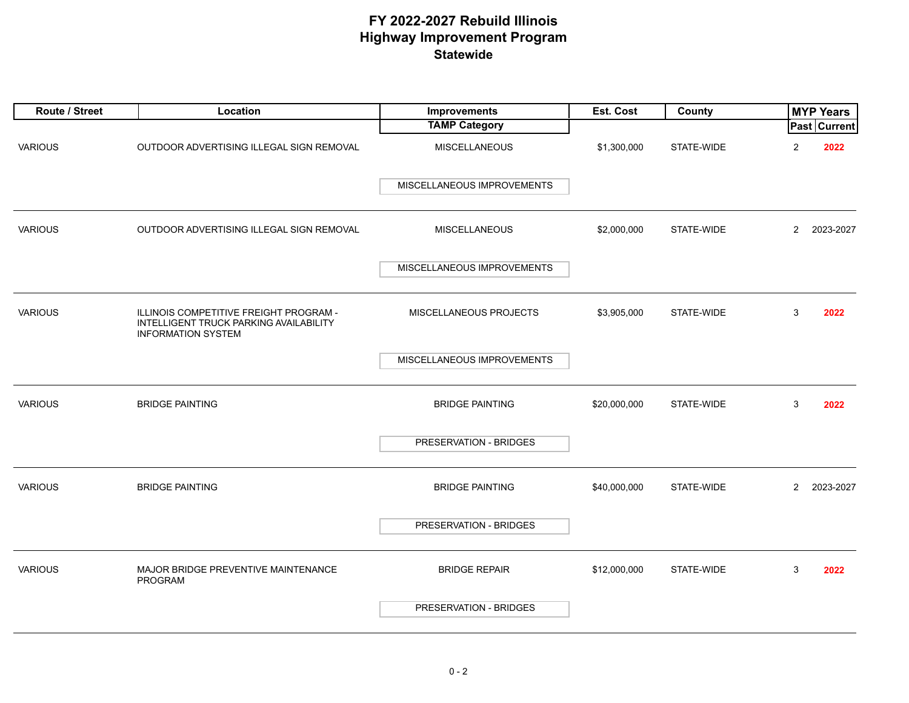# FY 2022-2027 Rebuild Illinois
## Highway Improvement Program
### Statewide

| Route / Street | Location | Improvements / TAMP Category | Est. Cost | County | MYP Years Past | MYP Years Current |
|---|---|---|---|---|---|---|
| VARIOUS | OUTDOOR ADVERTISING ILLEGAL SIGN REMOVAL | MISCELLANEOUS / MISCELLANEOUS IMPROVEMENTS | $1,300,000 | STATE-WIDE | 2 | 2022 |
| VARIOUS | OUTDOOR ADVERTISING ILLEGAL SIGN REMOVAL | MISCELLANEOUS / MISCELLANEOUS IMPROVEMENTS | $2,000,000 | STATE-WIDE | 2 | 2023-2027 |
| VARIOUS | ILLINOIS COMPETITIVE FREIGHT PROGRAM - INTELLIGENT TRUCK PARKING AVAILABILITY INFORMATION SYSTEM | MISCELLANEOUS PROJECTS / MISCELLANEOUS IMPROVEMENTS | $3,905,000 | STATE-WIDE | 3 | 2022 |
| VARIOUS | BRIDGE PAINTING | BRIDGE PAINTING / PRESERVATION - BRIDGES | $20,000,000 | STATE-WIDE | 3 | 2022 |
| VARIOUS | BRIDGE PAINTING | BRIDGE PAINTING / PRESERVATION - BRIDGES | $40,000,000 | STATE-WIDE | 2 | 2023-2027 |
| VARIOUS | MAJOR BRIDGE PREVENTIVE MAINTENANCE PROGRAM | BRIDGE REPAIR / PRESERVATION - BRIDGES | $12,000,000 | STATE-WIDE | 3 | 2022 |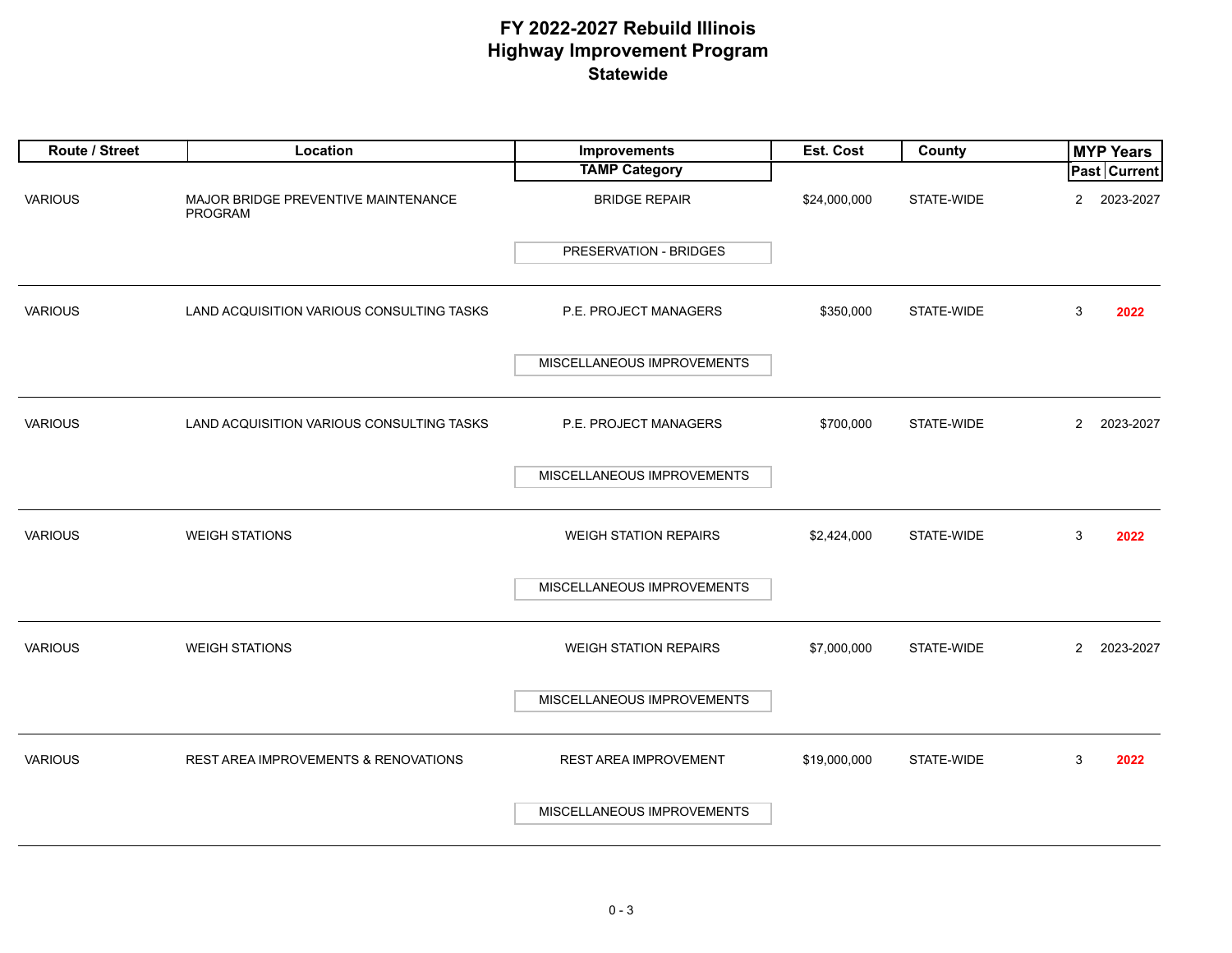# FY 2022-2027 Rebuild Illinois
# Highway Improvement Program
## Statewide

| Route / Street | Location | Improvements / TAMP Category | Est. Cost | County | MYP Years Past | MYP Years Current |
|---|---|---|---|---|---|---|
| VARIOUS | MAJOR BRIDGE PREVENTIVE MAINTENANCE PROGRAM | BRIDGE REPAIR / PRESERVATION - BRIDGES | $24,000,000 | STATE-WIDE | 2 | 2023-2027 |
| VARIOUS | LAND ACQUISITION VARIOUS CONSULTING TASKS | P.E. PROJECT MANAGERS / MISCELLANEOUS IMPROVEMENTS | $350,000 | STATE-WIDE | 3 | **2022** |
| VARIOUS | LAND ACQUISITION VARIOUS CONSULTING TASKS | P.E. PROJECT MANAGERS / MISCELLANEOUS IMPROVEMENTS | $700,000 | STATE-WIDE | 2 | 2023-2027 |
| VARIOUS | WEIGH STATIONS | WEIGH STATION REPAIRS / MISCELLANEOUS IMPROVEMENTS | $2,424,000 | STATE-WIDE | 3 | **2022** |
| VARIOUS | WEIGH STATIONS | WEIGH STATION REPAIRS / MISCELLANEOUS IMPROVEMENTS | $7,000,000 | STATE-WIDE | 2 | 2023-2027 |
| VARIOUS | REST AREA IMPROVEMENTS & RENOVATIONS | REST AREA IMPROVEMENT / MISCELLANEOUS IMPROVEMENTS | $19,000,000 | STATE-WIDE | 3 | **2022** |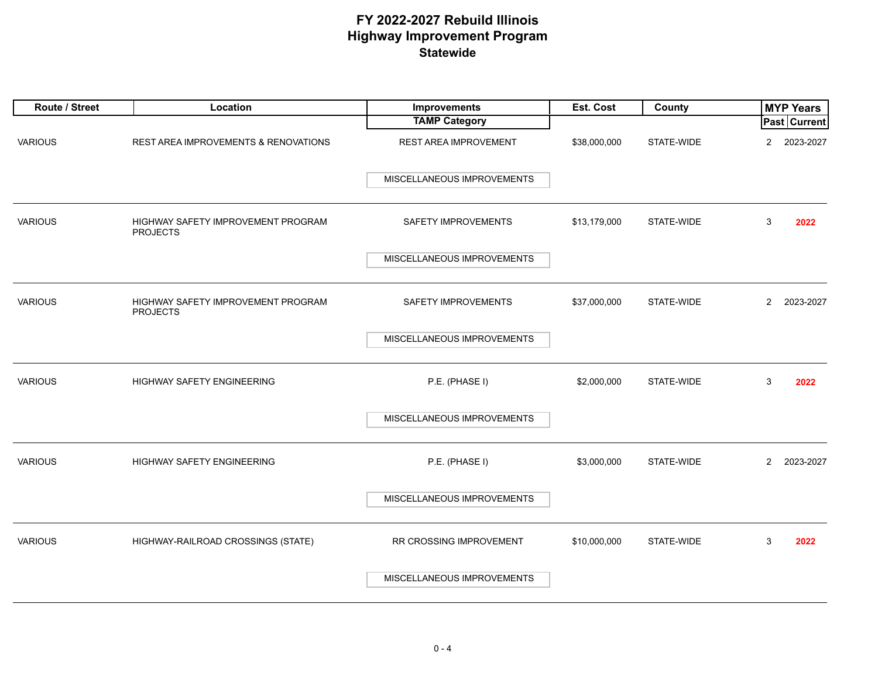# FY 2022-2027 Rebuild Illinois
# Highway Improvement Program
## Statewide

| Route / Street | Location | Improvements / TAMP Category | Est. Cost | County | MYP Years Past | MYP Years Current |
|---|---|---|---|---|---|---|
| VARIOUS | REST AREA IMPROVEMENTS & RENOVATIONS | REST AREA IMPROVEMENT<br>MISCELLANEOUS IMPROVEMENTS | $38,000,000 | STATE-WIDE | 2 | 2023-2027 |
| VARIOUS | HIGHWAY SAFETY IMPROVEMENT PROGRAM PROJECTS | SAFETY IMPROVEMENTS<br>MISCELLANEOUS IMPROVEMENTS | $13,179,000 | STATE-WIDE | 3 | **2022** |
| VARIOUS | HIGHWAY SAFETY IMPROVEMENT PROGRAM PROJECTS | SAFETY IMPROVEMENTS<br>MISCELLANEOUS IMPROVEMENTS | $37,000,000 | STATE-WIDE | 2 | 2023-2027 |
| VARIOUS | HIGHWAY SAFETY ENGINEERING | P.E. (PHASE I)<br>MISCELLANEOUS IMPROVEMENTS | $2,000,000 | STATE-WIDE | 3 | **2022** |
| VARIOUS | HIGHWAY SAFETY ENGINEERING | P.E. (PHASE I)<br>MISCELLANEOUS IMPROVEMENTS | $3,000,000 | STATE-WIDE | 2 | 2023-2027 |
| VARIOUS | HIGHWAY-RAILROAD CROSSINGS (STATE) | RR CROSSING IMPROVEMENT<br>MISCELLANEOUS IMPROVEMENTS | $10,000,000 | STATE-WIDE | 3 | **2022** |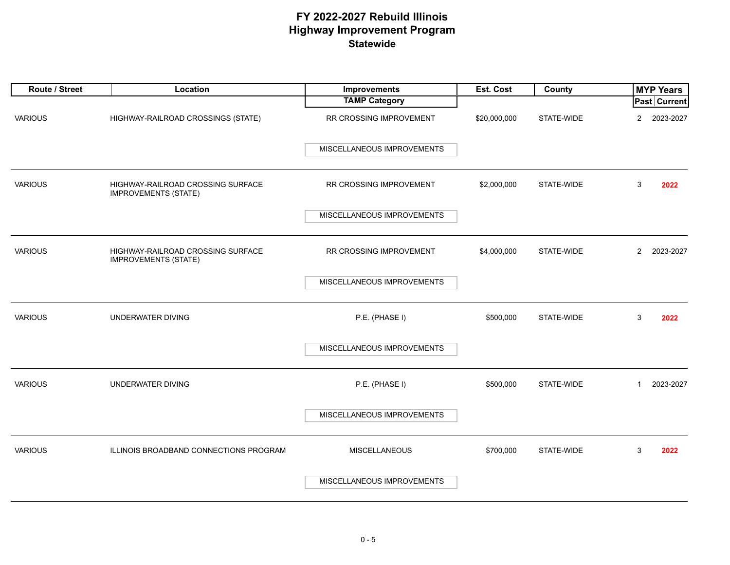# FY 2022-2027 Rebuild Illinois
## Highway Improvement Program
### Statewide

| Route / Street | Location | Improvements / TAMP Category | Est. Cost | County | MYP Years Past | MYP Years Current |
|---|---|---|---|---|---|---|
| VARIOUS | HIGHWAY-RAILROAD CROSSINGS (STATE) | RR CROSSING IMPROVEMENT / MISCELLANEOUS IMPROVEMENTS | $20,000,000 | STATE-WIDE | 2 | 2023-2027 |
| VARIOUS | HIGHWAY-RAILROAD CROSSING SURFACE IMPROVEMENTS (STATE) | RR CROSSING IMPROVEMENT / MISCELLANEOUS IMPROVEMENTS | $2,000,000 | STATE-WIDE | 3 | **2022** |
| VARIOUS | HIGHWAY-RAILROAD CROSSING SURFACE IMPROVEMENTS (STATE) | RR CROSSING IMPROVEMENT / MISCELLANEOUS IMPROVEMENTS | $4,000,000 | STATE-WIDE | 2 | 2023-2027 |
| VARIOUS | UNDERWATER DIVING | P.E. (PHASE I) / MISCELLANEOUS IMPROVEMENTS | $500,000 | STATE-WIDE | 3 | **2022** |
| VARIOUS | UNDERWATER DIVING | P.E. (PHASE I) / MISCELLANEOUS IMPROVEMENTS | $500,000 | STATE-WIDE | 1 | 2023-2027 |
| VARIOUS | ILLINOIS BROADBAND CONNECTIONS PROGRAM | MISCELLANEOUS / MISCELLANEOUS IMPROVEMENTS | $700,000 | STATE-WIDE | 3 | **2022** |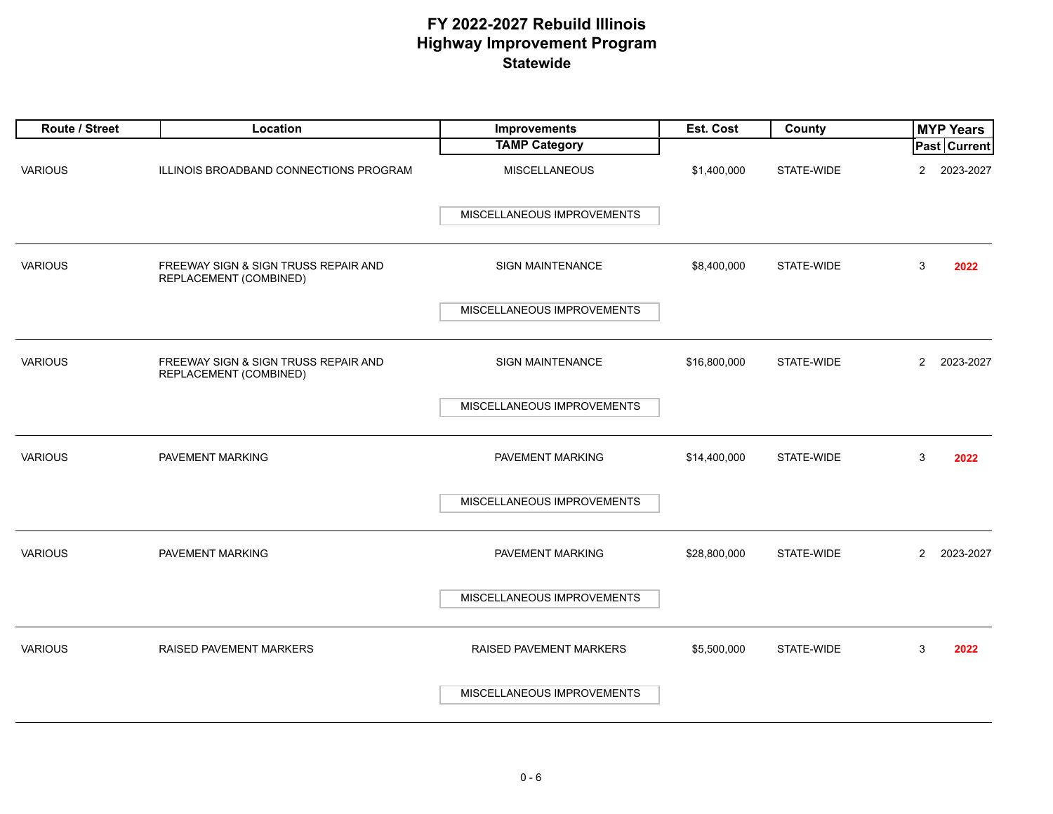# FY 2022-2027 Rebuild Illinois
# Highway Improvement Program
## Statewide

| Route / Street | Location | Improvements / TAMP Category | Est. Cost | County | MYP Years Past | MYP Years Current |
|---|---|---|---|---|---|---|
| VARIOUS | ILLINOIS BROADBAND CONNECTIONS PROGRAM | MISCELLANEOUS / MISCELLANEOUS IMPROVEMENTS | $1,400,000 | STATE-WIDE | 2 | 2023-2027 |
| VARIOUS | FREEWAY SIGN & SIGN TRUSS REPAIR AND REPLACEMENT (COMBINED) | SIGN MAINTENANCE / MISCELLANEOUS IMPROVEMENTS | $8,400,000 | STATE-WIDE | 3 | **2022** |
| VARIOUS | FREEWAY SIGN & SIGN TRUSS REPAIR AND REPLACEMENT (COMBINED) | SIGN MAINTENANCE / MISCELLANEOUS IMPROVEMENTS | $16,800,000 | STATE-WIDE | 2 | 2023-2027 |
| VARIOUS | PAVEMENT MARKING | PAVEMENT MARKING / MISCELLANEOUS IMPROVEMENTS | $14,400,000 | STATE-WIDE | 3 | **2022** |
| VARIOUS | PAVEMENT MARKING | PAVEMENT MARKING / MISCELLANEOUS IMPROVEMENTS | $28,800,000 | STATE-WIDE | 2 | 2023-2027 |
| VARIOUS | RAISED PAVEMENT MARKERS | RAISED PAVEMENT MARKERS / MISCELLANEOUS IMPROVEMENTS | $5,500,000 | STATE-WIDE | 3 | **2022** |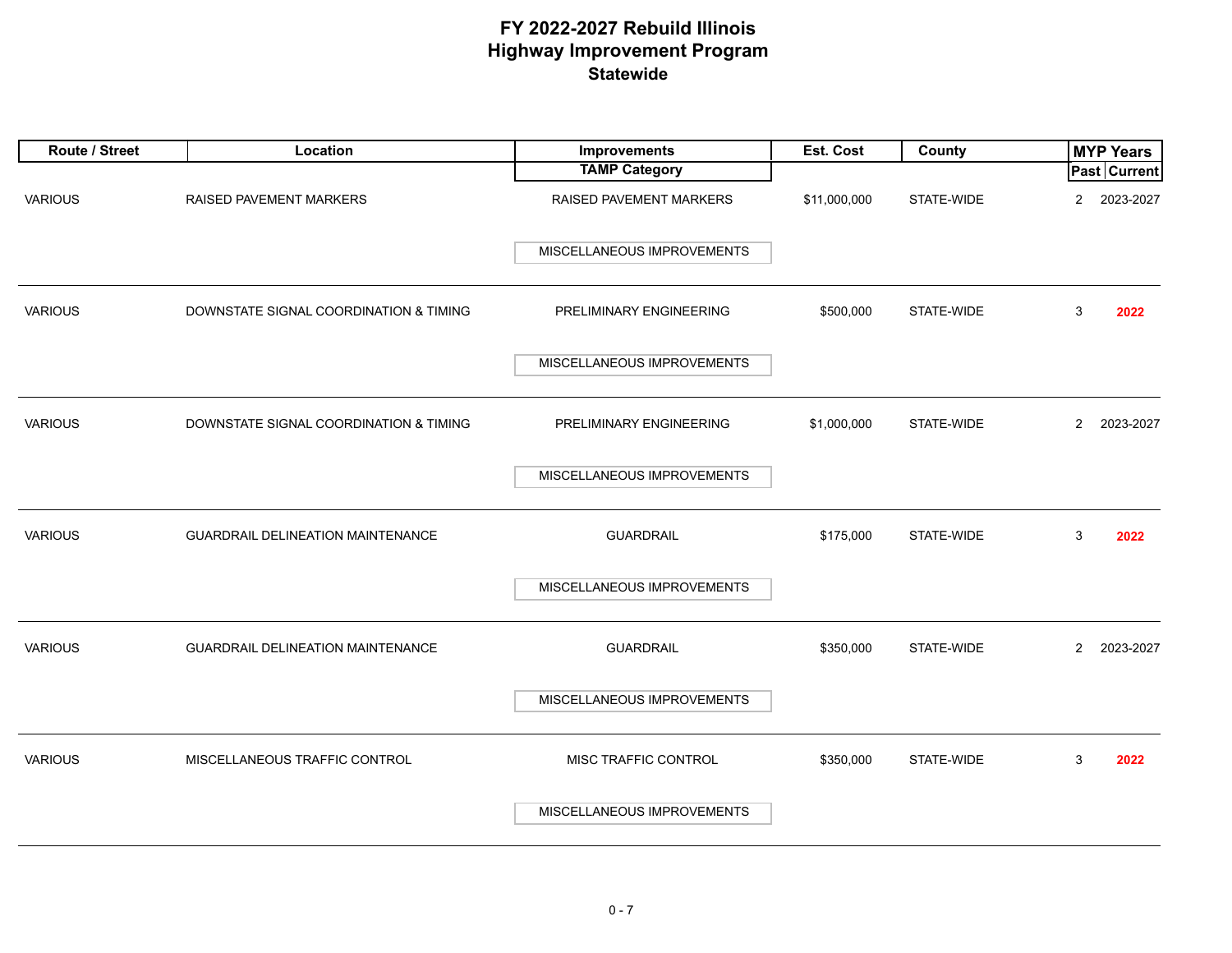# FY 2022-2027 Rebuild Illinois
# Highway Improvement Program
## Statewide

| Route / Street | Location | Improvements / TAMP Category | Est. Cost | County | MYP Years Past | MYP Years Current |
|---|---|---|---|---|---|---|
| VARIOUS | RAISED PAVEMENT MARKERS | RAISED PAVEMENT MARKERS / MISCELLANEOUS IMPROVEMENTS | $11,000,000 | STATE-WIDE | 2 | 2023-2027 |
| VARIOUS | DOWNSTATE SIGNAL COORDINATION & TIMING | PRELIMINARY ENGINEERING / MISCELLANEOUS IMPROVEMENTS | $500,000 | STATE-WIDE | 3 | **2022** |
| VARIOUS | DOWNSTATE SIGNAL COORDINATION & TIMING | PRELIMINARY ENGINEERING / MISCELLANEOUS IMPROVEMENTS | $1,000,000 | STATE-WIDE | 2 | 2023-2027 |
| VARIOUS | GUARDRAIL DELINEATION MAINTENANCE | GUARDRAIL / MISCELLANEOUS IMPROVEMENTS | $175,000 | STATE-WIDE | 3 | **2022** |
| VARIOUS | GUARDRAIL DELINEATION MAINTENANCE | GUARDRAIL / MISCELLANEOUS IMPROVEMENTS | $350,000 | STATE-WIDE | 2 | 2023-2027 |
| VARIOUS | MISCELLANEOUS TRAFFIC CONTROL | MISC TRAFFIC CONTROL / MISCELLANEOUS IMPROVEMENTS | $350,000 | STATE-WIDE | 3 | **2022** |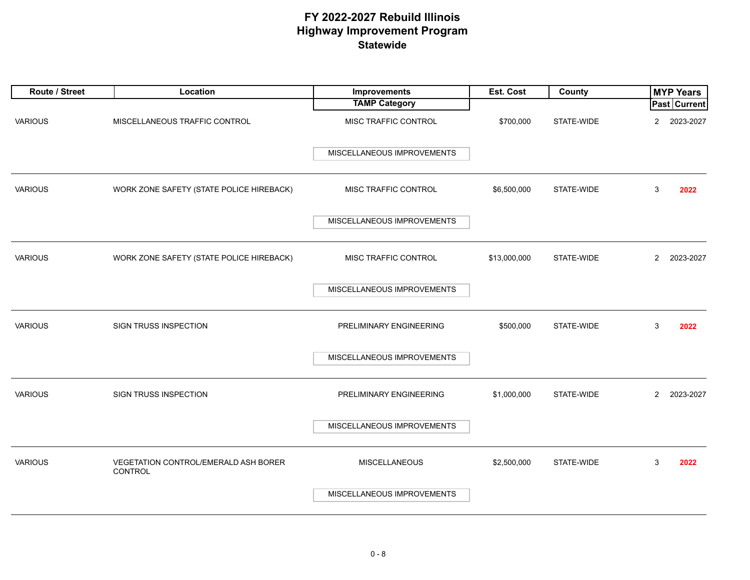# FY 2022-2027 Rebuild Illinois
# Highway Improvement Program
## Statewide

| Route / Street | Location | Improvements / TAMP Category | Est. Cost | County | MYP Years Past | MYP Years Current |
|---|---|---|---|---|---|---|
| VARIOUS | MISCELLANEOUS TRAFFIC CONTROL | MISC TRAFFIC CONTROL / MISCELLANEOUS IMPROVEMENTS | $700,000 | STATE-WIDE | 2 | 2023-2027 |
| VARIOUS | WORK ZONE SAFETY (STATE POLICE HIREBACK) | MISC TRAFFIC CONTROL / MISCELLANEOUS IMPROVEMENTS | $6,500,000 | STATE-WIDE | 3 | **2022** |
| VARIOUS | WORK ZONE SAFETY (STATE POLICE HIREBACK) | MISC TRAFFIC CONTROL / MISCELLANEOUS IMPROVEMENTS | $13,000,000 | STATE-WIDE | 2 | 2023-2027 |
| VARIOUS | SIGN TRUSS INSPECTION | PRELIMINARY ENGINEERING / MISCELLANEOUS IMPROVEMENTS | $500,000 | STATE-WIDE | 3 | **2022** |
| VARIOUS | SIGN TRUSS INSPECTION | PRELIMINARY ENGINEERING / MISCELLANEOUS IMPROVEMENTS | $1,000,000 | STATE-WIDE | 2 | 2023-2027 |
| VARIOUS | VEGETATION CONTROL/EMERALD ASH BORER CONTROL | MISCELLANEOUS / MISCELLANEOUS IMPROVEMENTS | $2,500,000 | STATE-WIDE | 3 | **2022** |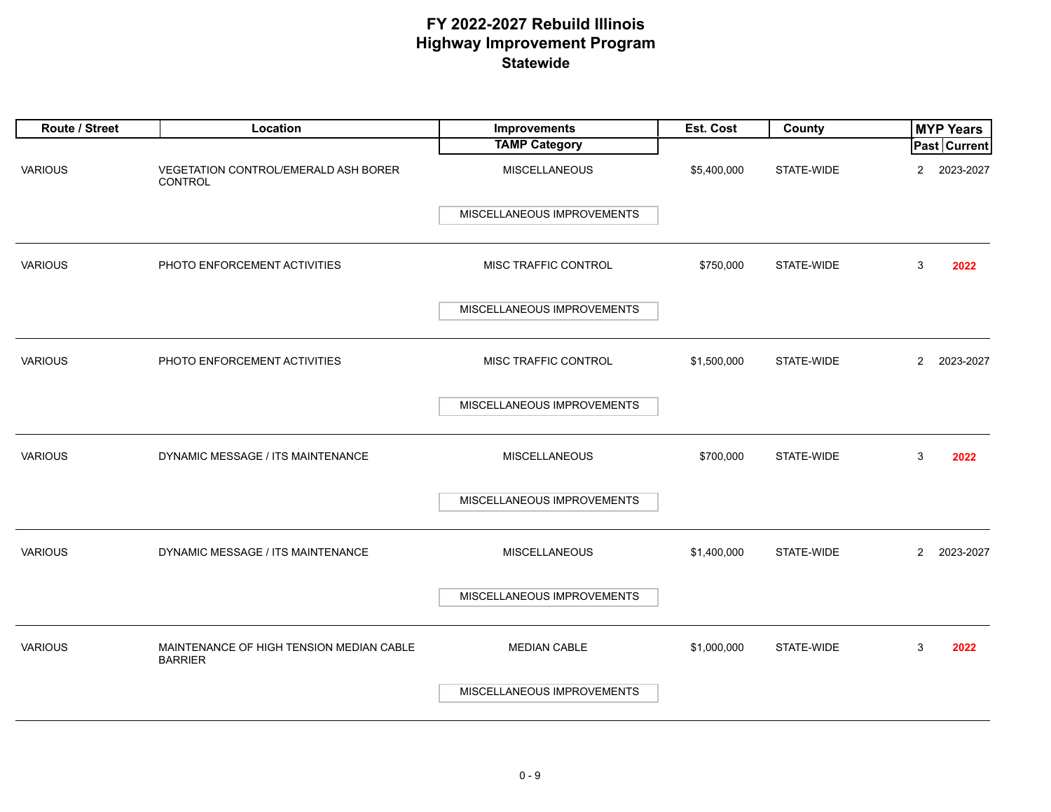# FY 2022-2027 Rebuild Illinois
## Highway Improvement Program
### Statewide

| Route / Street | Location | Improvements / TAMP Category | Est. Cost | County | MYP Years Past | MYP Years Current |
|---|---|---|---|---|---|---|
| VARIOUS | VEGETATION CONTROL/EMERALD ASH BORER CONTROL | MISCELLANEOUS<br>MISCELLANEOUS IMPROVEMENTS | $5,400,000 | STATE-WIDE | 2 | 2023-2027 |
| VARIOUS | PHOTO ENFORCEMENT ACTIVITIES | MISC TRAFFIC CONTROL<br>MISCELLANEOUS IMPROVEMENTS | $750,000 | STATE-WIDE | 3 | **2022** |
| VARIOUS | PHOTO ENFORCEMENT ACTIVITIES | MISC TRAFFIC CONTROL<br>MISCELLANEOUS IMPROVEMENTS | $1,500,000 | STATE-WIDE | 2 | 2023-2027 |
| VARIOUS | DYNAMIC MESSAGE / ITS MAINTENANCE | MISCELLANEOUS<br>MISCELLANEOUS IMPROVEMENTS | $700,000 | STATE-WIDE | 3 | **2022** |
| VARIOUS | DYNAMIC MESSAGE / ITS MAINTENANCE | MISCELLANEOUS<br>MISCELLANEOUS IMPROVEMENTS | $1,400,000 | STATE-WIDE | 2 | 2023-2027 |
| VARIOUS | MAINTENANCE OF HIGH TENSION MEDIAN CABLE BARRIER | MEDIAN CABLE<br>MISCELLANEOUS IMPROVEMENTS | $1,000,000 | STATE-WIDE | 3 | **2022** |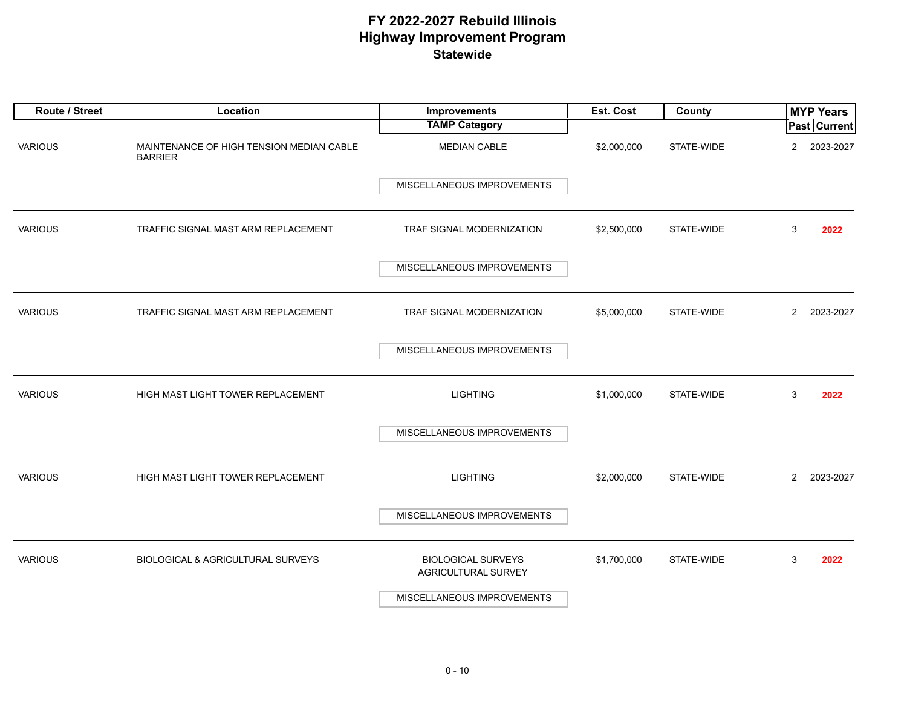# FY 2022-2027 Rebuild Illinois
## Highway Improvement Program
### Statewide

| Route / Street | Location | Improvements / TAMP Category | Est. Cost | County | MYP Years Past | MYP Years Current |
|---|---|---|---|---|---|---|
| VARIOUS | MAINTENANCE OF HIGH TENSION MEDIAN CABLE BARRIER | MEDIAN CABLE<br>MISCELLANEOUS IMPROVEMENTS | $2,000,000 | STATE-WIDE | 2 | 2023-2027 |
| VARIOUS | TRAFFIC SIGNAL MAST ARM REPLACEMENT | TRAF SIGNAL MODERNIZATION<br>MISCELLANEOUS IMPROVEMENTS | $2,500,000 | STATE-WIDE | 3 | **2022** |
| VARIOUS | TRAFFIC SIGNAL MAST ARM REPLACEMENT | TRAF SIGNAL MODERNIZATION<br>MISCELLANEOUS IMPROVEMENTS | $5,000,000 | STATE-WIDE | 2 | 2023-2027 |
| VARIOUS | HIGH MAST LIGHT TOWER REPLACEMENT | LIGHTING<br>MISCELLANEOUS IMPROVEMENTS | $1,000,000 | STATE-WIDE | 3 | **2022** |
| VARIOUS | HIGH MAST LIGHT TOWER REPLACEMENT | LIGHTING<br>MISCELLANEOUS IMPROVEMENTS | $2,000,000 | STATE-WIDE | 2 | 2023-2027 |
| VARIOUS | BIOLOGICAL & AGRICULTURAL SURVEYS | BIOLOGICAL SURVEYS<br>AGRICULTURAL SURVEY<br>MISCELLANEOUS IMPROVEMENTS | $1,700,000 | STATE-WIDE | 3 | **2022** |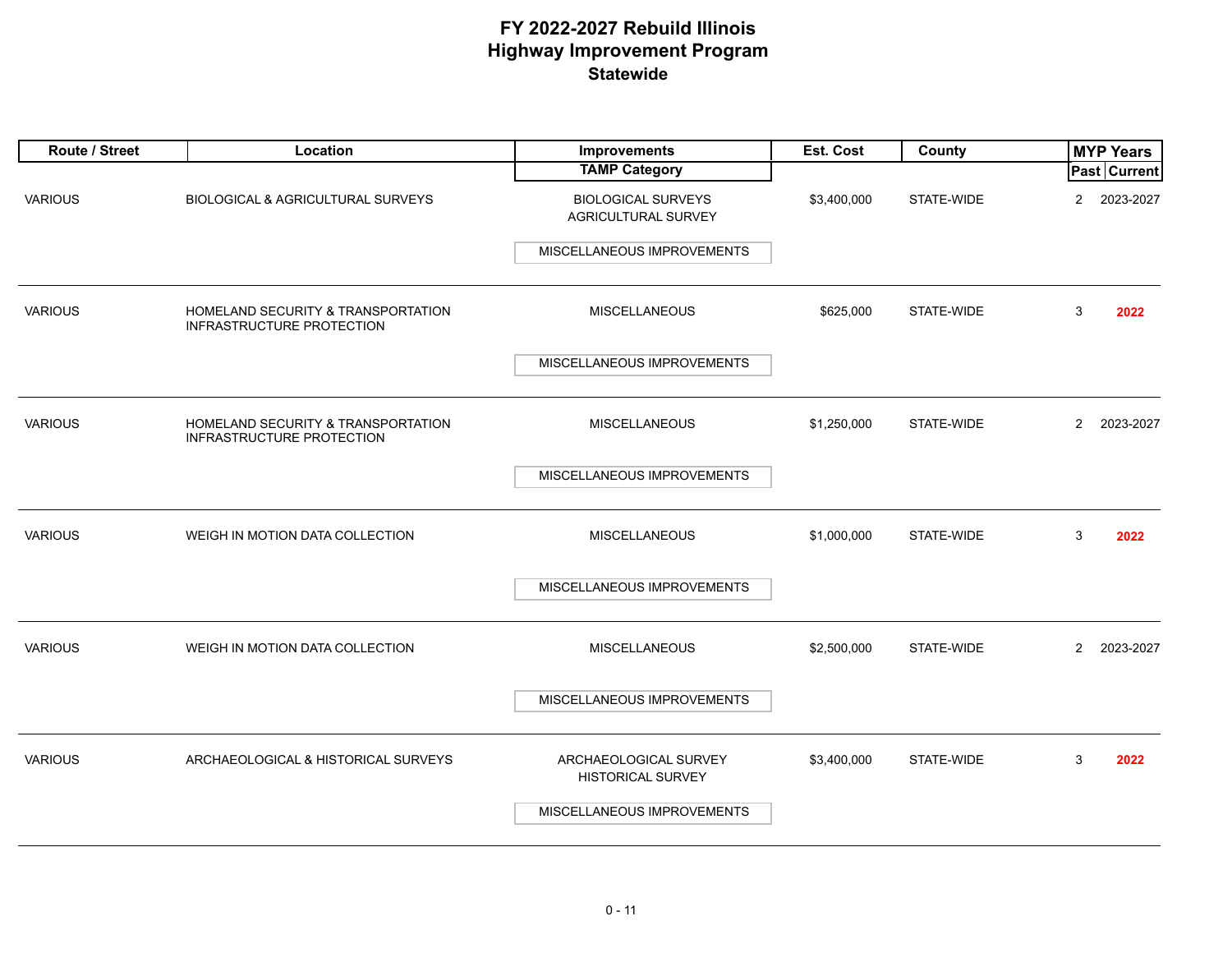# FY 2022-2027 Rebuild Illinois
## Highway Improvement Program
### Statewide

| Route / Street | Location | Improvements / TAMP Category | Est. Cost | County | MYP Years Past | MYP Years Current |
|---|---|---|---|---|---|---|
| VARIOUS | BIOLOGICAL & AGRICULTURAL SURVEYS | BIOLOGICAL SURVEYS<br>AGRICULTURAL SURVEY<br>MISCELLANEOUS IMPROVEMENTS | $3,400,000 | STATE-WIDE | 2 | 2023-2027 |
| VARIOUS | HOMELAND SECURITY & TRANSPORTATION INFRASTRUCTURE PROTECTION | MISCELLANEOUS<br>MISCELLANEOUS IMPROVEMENTS | $625,000 | STATE-WIDE | 3 | **2022** |
| VARIOUS | HOMELAND SECURITY & TRANSPORTATION INFRASTRUCTURE PROTECTION | MISCELLANEOUS<br>MISCELLANEOUS IMPROVEMENTS | $1,250,000 | STATE-WIDE | 2 | 2023-2027 |
| VARIOUS | WEIGH IN MOTION DATA COLLECTION | MISCELLANEOUS<br>MISCELLANEOUS IMPROVEMENTS | $1,000,000 | STATE-WIDE | 3 | **2022** |
| VARIOUS | WEIGH IN MOTION DATA COLLECTION | MISCELLANEOUS<br>MISCELLANEOUS IMPROVEMENTS | $2,500,000 | STATE-WIDE | 2 | 2023-2027 |
| VARIOUS | ARCHAEOLOGICAL & HISTORICAL SURVEYS | ARCHAEOLOGICAL SURVEY<br>HISTORICAL SURVEY<br>MISCELLANEOUS IMPROVEMENTS | $3,400,000 | STATE-WIDE | 3 | **2022** |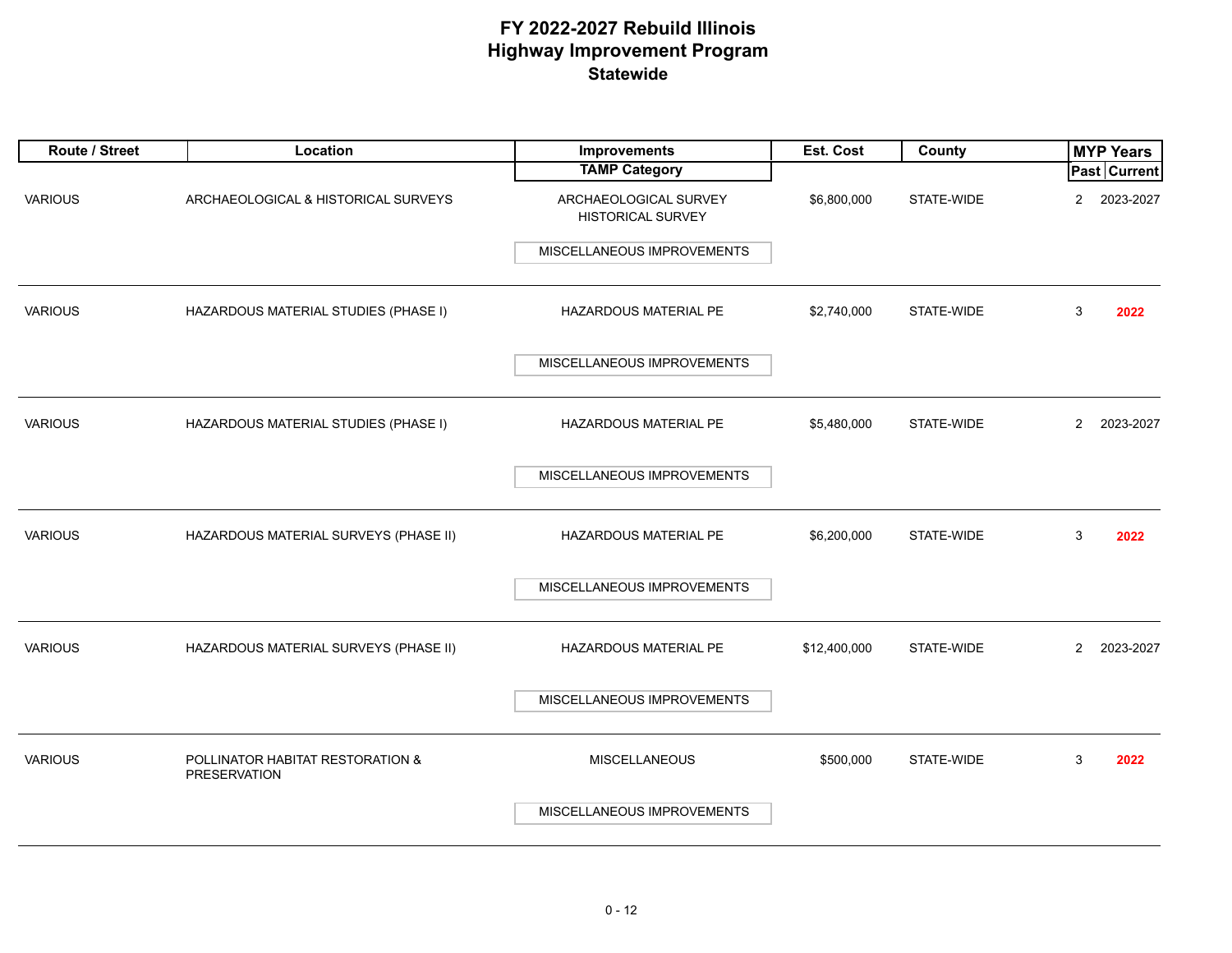# FY 2022-2027 Rebuild Illinois
## Highway Improvement Program
### Statewide

| Route / Street | Location | Improvements / TAMP Category | Est. Cost | County | MYP Years Past | MYP Years Current |
|---|---|---|---|---|---|---|
| VARIOUS | ARCHAEOLOGICAL & HISTORICAL SURVEYS | ARCHAEOLOGICAL SURVEY<br>HISTORICAL SURVEY<br>MISCELLANEOUS IMPROVEMENTS | $6,800,000 | STATE-WIDE | 2 | 2023-2027 |
| VARIOUS | HAZARDOUS MATERIAL STUDIES (PHASE I) | HAZARDOUS MATERIAL PE<br>MISCELLANEOUS IMPROVEMENTS | $2,740,000 | STATE-WIDE | 3 | **2022** |
| VARIOUS | HAZARDOUS MATERIAL STUDIES (PHASE I) | HAZARDOUS MATERIAL PE<br>MISCELLANEOUS IMPROVEMENTS | $5,480,000 | STATE-WIDE | 2 | 2023-2027 |
| VARIOUS | HAZARDOUS MATERIAL SURVEYS (PHASE II) | HAZARDOUS MATERIAL PE<br>MISCELLANEOUS IMPROVEMENTS | $6,200,000 | STATE-WIDE | 3 | **2022** |
| VARIOUS | HAZARDOUS MATERIAL SURVEYS (PHASE II) | HAZARDOUS MATERIAL PE<br>MISCELLANEOUS IMPROVEMENTS | $12,400,000 | STATE-WIDE | 2 | 2023-2027 |
| VARIOUS | POLLINATOR HABITAT RESTORATION & PRESERVATION | MISCELLANEOUS<br>MISCELLANEOUS IMPROVEMENTS | $500,000 | STATE-WIDE | 3 | **2022** |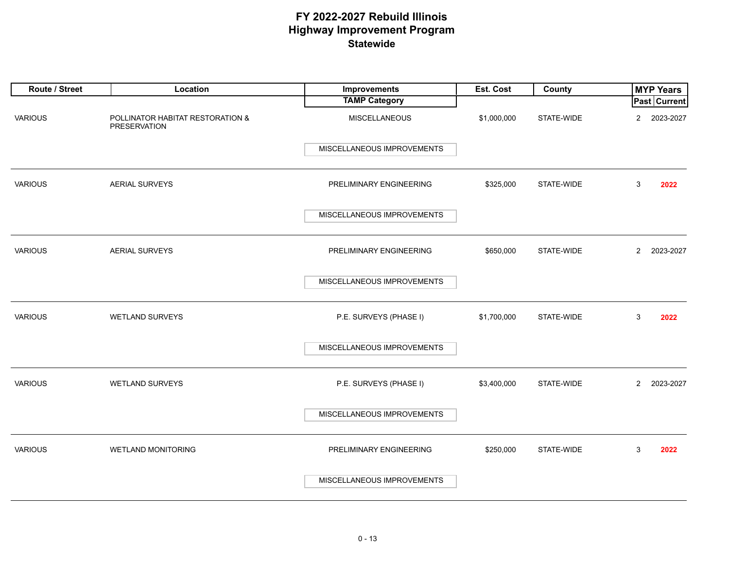# FY 2022-2027 Rebuild Illinois
## Highway Improvement Program
### Statewide

| Route / Street | Location | Improvements / TAMP Category | Est. Cost | County | MYP Years Past | MYP Years Current |
|---|---|---|---|---|---|---|
| VARIOUS | POLLINATOR HABITAT RESTORATION & PRESERVATION | MISCELLANEOUS / MISCELLANEOUS IMPROVEMENTS | $1,000,000 | STATE-WIDE | 2 | 2023-2027 |
| VARIOUS | AERIAL SURVEYS | PRELIMINARY ENGINEERING / MISCELLANEOUS IMPROVEMENTS | $325,000 | STATE-WIDE | 3 | 2022 |
| VARIOUS | AERIAL SURVEYS | PRELIMINARY ENGINEERING / MISCELLANEOUS IMPROVEMENTS | $650,000 | STATE-WIDE | 2 | 2023-2027 |
| VARIOUS | WETLAND SURVEYS | P.E. SURVEYS (PHASE I) / MISCELLANEOUS IMPROVEMENTS | $1,700,000 | STATE-WIDE | 3 | 2022 |
| VARIOUS | WETLAND SURVEYS | P.E. SURVEYS (PHASE I) / MISCELLANEOUS IMPROVEMENTS | $3,400,000 | STATE-WIDE | 2 | 2023-2027 |
| VARIOUS | WETLAND MONITORING | PRELIMINARY ENGINEERING / MISCELLANEOUS IMPROVEMENTS | $250,000 | STATE-WIDE | 3 | 2022 |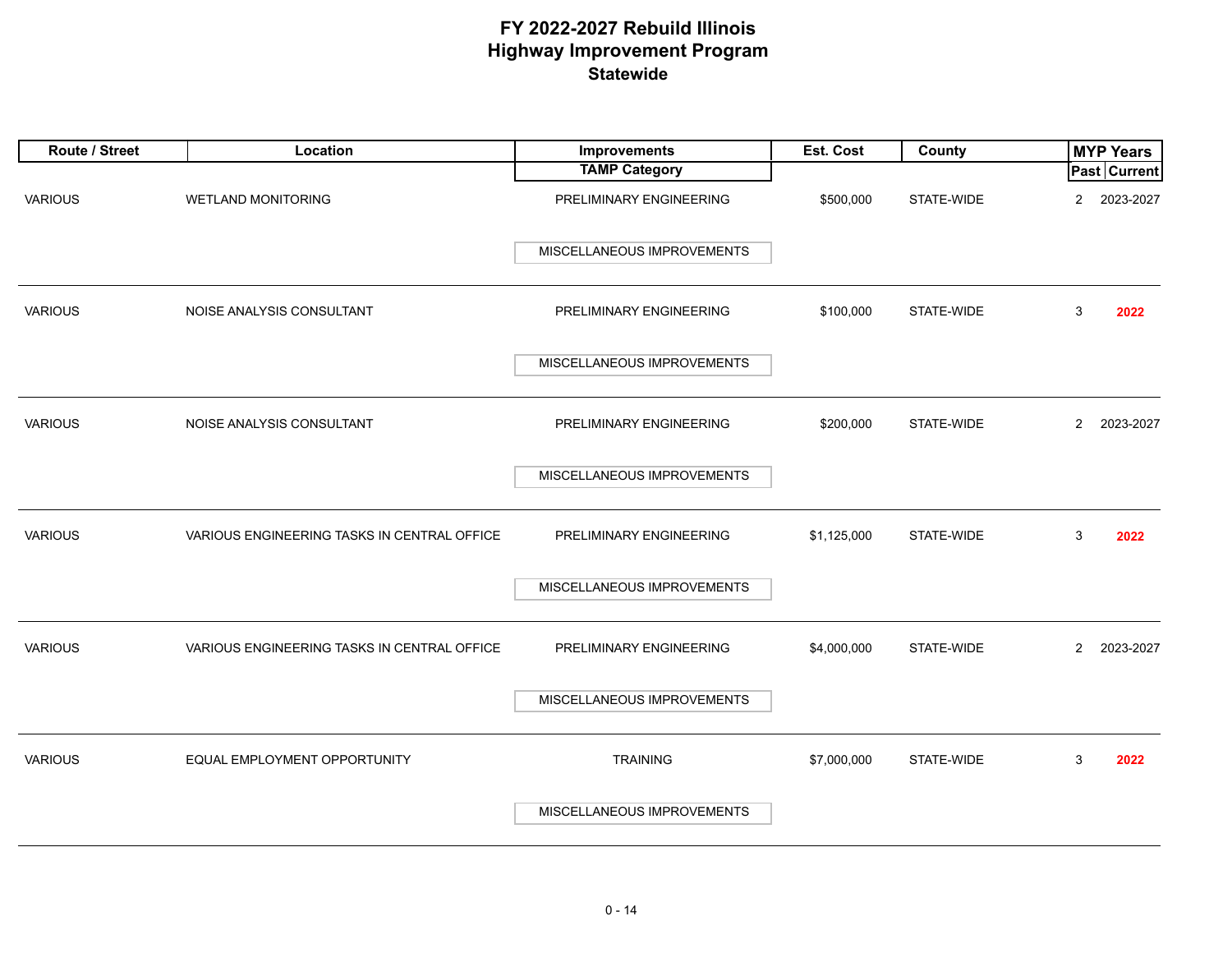# FY 2022-2027 Rebuild Illinois
## Highway Improvement Program
### Statewide

| Route / Street | Location | Improvements / TAMP Category | Est. Cost | County | MYP Years Past | MYP Years Current |
|---|---|---|---|---|---|---|
| VARIOUS | WETLAND MONITORING | PRELIMINARY ENGINEERING / MISCELLANEOUS IMPROVEMENTS | $500,000 | STATE-WIDE | 2 | 2023-2027 |
| VARIOUS | NOISE ANALYSIS CONSULTANT | PRELIMINARY ENGINEERING / MISCELLANEOUS IMPROVEMENTS | $100,000 | STATE-WIDE | 3 | **2022** |
| VARIOUS | NOISE ANALYSIS CONSULTANT | PRELIMINARY ENGINEERING / MISCELLANEOUS IMPROVEMENTS | $200,000 | STATE-WIDE | 2 | 2023-2027 |
| VARIOUS | VARIOUS ENGINEERING TASKS IN CENTRAL OFFICE | PRELIMINARY ENGINEERING / MISCELLANEOUS IMPROVEMENTS | $1,125,000 | STATE-WIDE | 3 | **2022** |
| VARIOUS | VARIOUS ENGINEERING TASKS IN CENTRAL OFFICE | PRELIMINARY ENGINEERING / MISCELLANEOUS IMPROVEMENTS | $4,000,000 | STATE-WIDE | 2 | 2023-2027 |
| VARIOUS | EQUAL EMPLOYMENT OPPORTUNITY | TRAINING / MISCELLANEOUS IMPROVEMENTS | $7,000,000 | STATE-WIDE | 3 | **2022** |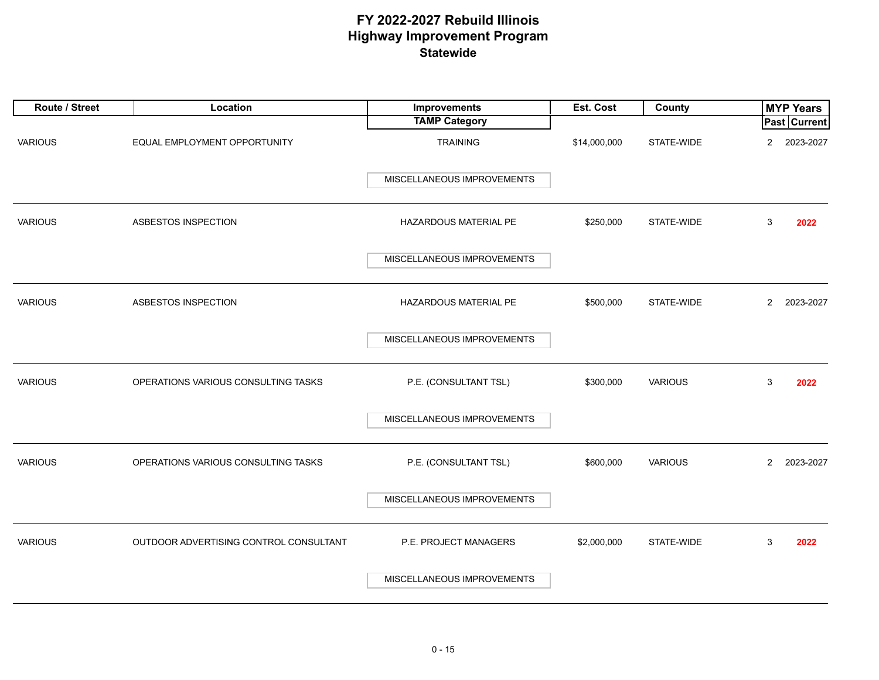# FY 2022-2027 Rebuild Illinois
# Highway Improvement Program
## Statewide

| Route / Street | Location | Improvements / TAMP Category | Est. Cost | County | MYP Years Past | MYP Years Current |
|---|---|---|---|---|---|---|
| VARIOUS | EQUAL EMPLOYMENT OPPORTUNITY | TRAINING / MISCELLANEOUS IMPROVEMENTS | $14,000,000 | STATE-WIDE | 2 | 2023-2027 |
| VARIOUS | ASBESTOS INSPECTION | HAZARDOUS MATERIAL PE / MISCELLANEOUS IMPROVEMENTS | $250,000 | STATE-WIDE | 3 | **2022** |
| VARIOUS | ASBESTOS INSPECTION | HAZARDOUS MATERIAL PE / MISCELLANEOUS IMPROVEMENTS | $500,000 | STATE-WIDE | 2 | 2023-2027 |
| VARIOUS | OPERATIONS VARIOUS CONSULTING TASKS | P.E. (CONSULTANT TSL) / MISCELLANEOUS IMPROVEMENTS | $300,000 | VARIOUS | 3 | **2022** |
| VARIOUS | OPERATIONS VARIOUS CONSULTING TASKS | P.E. (CONSULTANT TSL) / MISCELLANEOUS IMPROVEMENTS | $600,000 | VARIOUS | 2 | 2023-2027 |
| VARIOUS | OUTDOOR ADVERTISING CONTROL CONSULTANT | P.E. PROJECT MANAGERS / MISCELLANEOUS IMPROVEMENTS | $2,000,000 | STATE-WIDE | 3 | **2022** |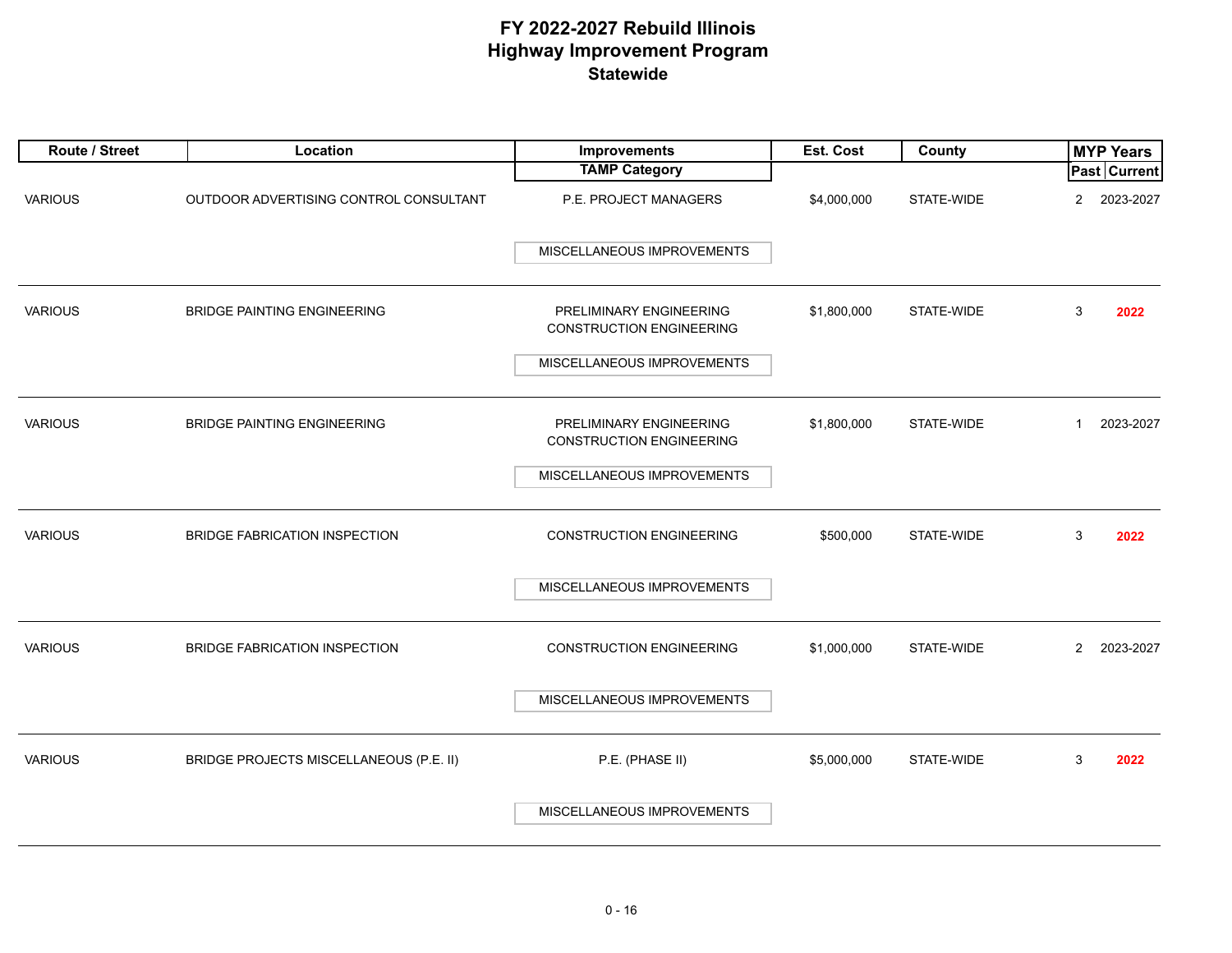# FY 2022-2027 Rebuild Illinois
# Highway Improvement Program
## Statewide

| Route / Street | Location | Improvements / TAMP Category | Est. Cost | County | MYP Years Past | MYP Years Current |
|---|---|---|---|---|---|---|
| VARIOUS | OUTDOOR ADVERTISING CONTROL CONSULTANT | P.E. PROJECT MANAGERS<br>MISCELLANEOUS IMPROVEMENTS | $4,000,000 | STATE-WIDE | 2 | 2023-2027 |
| VARIOUS | BRIDGE PAINTING ENGINEERING | PRELIMINARY ENGINEERING<br>CONSTRUCTION ENGINEERING<br>MISCELLANEOUS IMPROVEMENTS | $1,800,000 | STATE-WIDE | 3 | **2022** |
| VARIOUS | BRIDGE PAINTING ENGINEERING | PRELIMINARY ENGINEERING<br>CONSTRUCTION ENGINEERING<br>MISCELLANEOUS IMPROVEMENTS | $1,800,000 | STATE-WIDE | 1 | 2023-2027 |
| VARIOUS | BRIDGE FABRICATION INSPECTION | CONSTRUCTION ENGINEERING<br>MISCELLANEOUS IMPROVEMENTS | $500,000 | STATE-WIDE | 3 | **2022** |
| VARIOUS | BRIDGE FABRICATION INSPECTION | CONSTRUCTION ENGINEERING<br>MISCELLANEOUS IMPROVEMENTS | $1,000,000 | STATE-WIDE | 2 | 2023-2027 |
| VARIOUS | BRIDGE PROJECTS MISCELLANEOUS (P.E. II) | P.E. (PHASE II)<br>MISCELLANEOUS IMPROVEMENTS | $5,000,000 | STATE-WIDE | 3 | **2022** |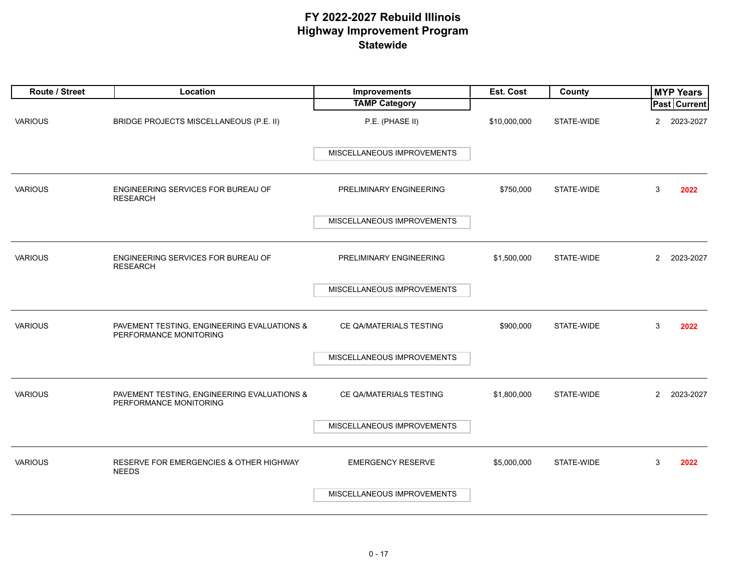# FY 2022-2027 Rebuild Illinois
# Highway Improvement Program
## Statewide

| Route / Street | Location | Improvements / TAMP Category | Est. Cost | County | MYP Years Past | MYP Years Current |
|---|---|---|---|---|---|---|
| VARIOUS | BRIDGE PROJECTS MISCELLANEOUS (P.E. II) | P.E. (PHASE II) / MISCELLANEOUS IMPROVEMENTS | $10,000,000 | STATE-WIDE | 2 | 2023-2027 |
| VARIOUS | ENGINEERING SERVICES FOR BUREAU OF RESEARCH | PRELIMINARY ENGINEERING / MISCELLANEOUS IMPROVEMENTS | $750,000 | STATE-WIDE | 3 | **2022** |
| VARIOUS | ENGINEERING SERVICES FOR BUREAU OF RESEARCH | PRELIMINARY ENGINEERING / MISCELLANEOUS IMPROVEMENTS | $1,500,000 | STATE-WIDE | 2 | 2023-2027 |
| VARIOUS | PAVEMENT TESTING, ENGINEERING EVALUATIONS & PERFORMANCE MONITORING | CE QA/MATERIALS TESTING / MISCELLANEOUS IMPROVEMENTS | $900,000 | STATE-WIDE | 3 | **2022** |
| VARIOUS | PAVEMENT TESTING, ENGINEERING EVALUATIONS & PERFORMANCE MONITORING | CE QA/MATERIALS TESTING / MISCELLANEOUS IMPROVEMENTS | $1,800,000 | STATE-WIDE | 2 | 2023-2027 |
| VARIOUS | RESERVE FOR EMERGENCIES & OTHER HIGHWAY NEEDS | EMERGENCY RESERVE / MISCELLANEOUS IMPROVEMENTS | $5,000,000 | STATE-WIDE | 3 | **2022** |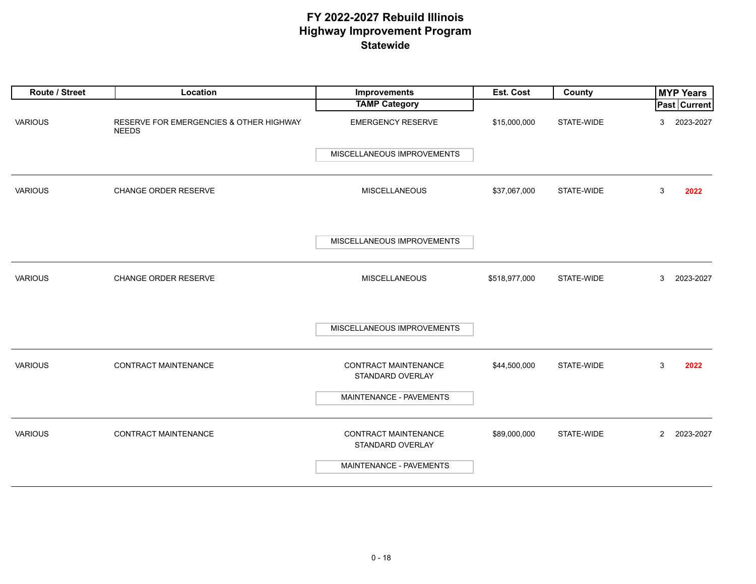# FY 2022-2027 Rebuild Illinois
## Highway Improvement Program
### Statewide

| Route / Street | Location | Improvements / TAMP Category | Est. Cost | County | MYP Years Past | MYP Years Current |
|---|---|---|---|---|---|---|
| VARIOUS | RESERVE FOR EMERGENCIES & OTHER HIGHWAY NEEDS | EMERGENCY RESERVE<br>MISCELLANEOUS IMPROVEMENTS | $15,000,000 | STATE-WIDE | 3 | 2023-2027 |
| VARIOUS | CHANGE ORDER RESERVE | MISCELLANEOUS<br>MISCELLANEOUS IMPROVEMENTS | $37,067,000 | STATE-WIDE | 3 | **2022** |
| VARIOUS | CHANGE ORDER RESERVE | MISCELLANEOUS<br>MISCELLANEOUS IMPROVEMENTS | $518,977,000 | STATE-WIDE | 3 | 2023-2027 |
| VARIOUS | CONTRACT MAINTENANCE | CONTRACT MAINTENANCE<br>STANDARD OVERLAY<br>MAINTENANCE - PAVEMENTS | $44,500,000 | STATE-WIDE | 3 | **2022** |
| VARIOUS | CONTRACT MAINTENANCE | CONTRACT MAINTENANCE<br>STANDARD OVERLAY<br>MAINTENANCE - PAVEMENTS | $89,000,000 | STATE-WIDE | 2 | 2023-2027 |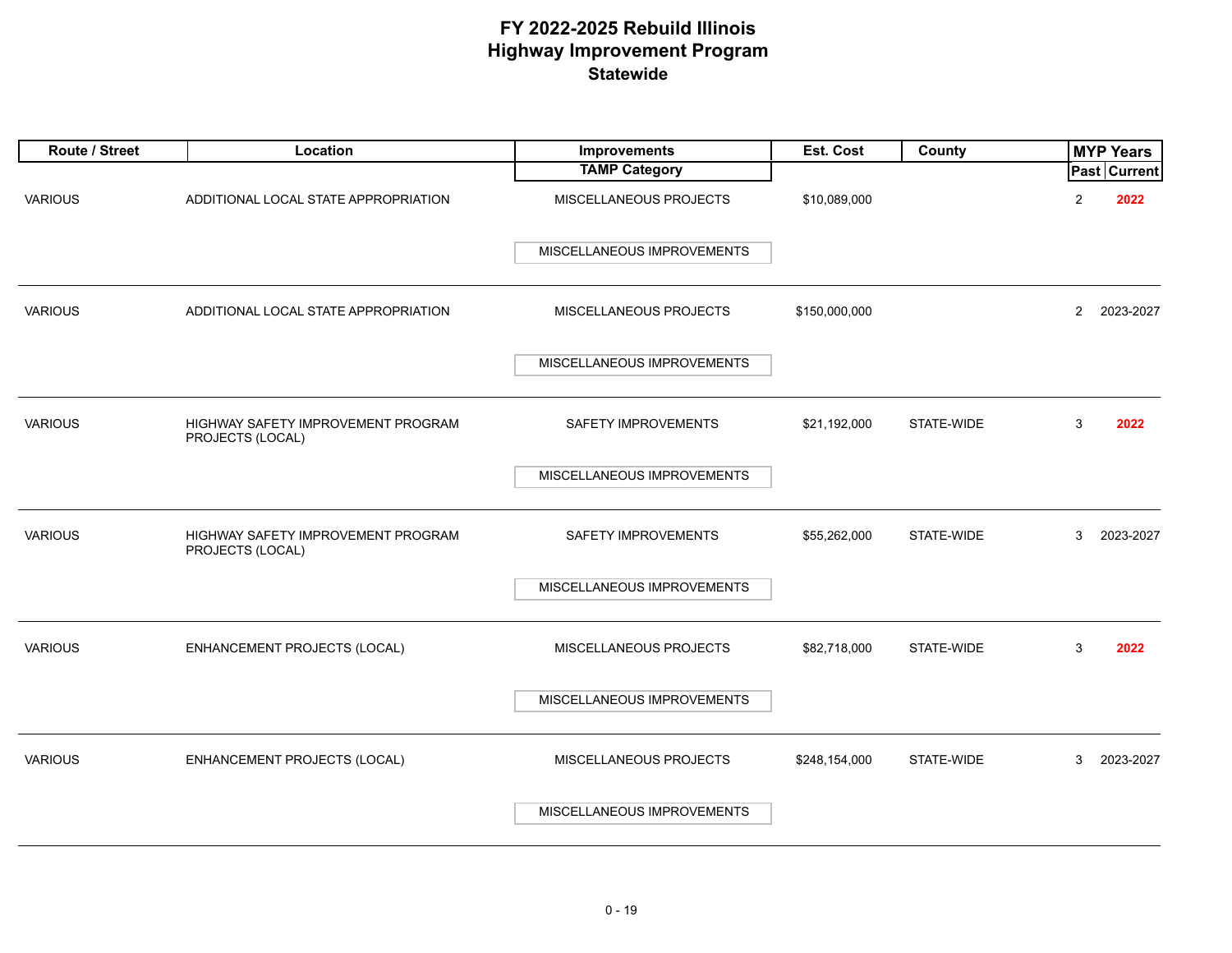# FY 2022-2025 Rebuild Illinois
## Highway Improvement Program
### Statewide

| Route / Street | Location | Improvements / TAMP Category | Est. Cost | County | MYP Years Past | MYP Years Current |
|---|---|---|---|---|---|---|
| VARIOUS | ADDITIONAL LOCAL STATE APPROPRIATION | MISCELLANEOUS PROJECTS / MISCELLANEOUS IMPROVEMENTS | $10,089,000 | | 2 | **2022** |
| VARIOUS | ADDITIONAL LOCAL STATE APPROPRIATION | MISCELLANEOUS PROJECTS / MISCELLANEOUS IMPROVEMENTS | $150,000,000 | | 2 | 2023-2027 |
| VARIOUS | HIGHWAY SAFETY IMPROVEMENT PROGRAM PROJECTS (LOCAL) | SAFETY IMPROVEMENTS / MISCELLANEOUS IMPROVEMENTS | $21,192,000 | STATE-WIDE | 3 | **2022** |
| VARIOUS | HIGHWAY SAFETY IMPROVEMENT PROGRAM PROJECTS (LOCAL) | SAFETY IMPROVEMENTS / MISCELLANEOUS IMPROVEMENTS | $55,262,000 | STATE-WIDE | 3 | 2023-2027 |
| VARIOUS | ENHANCEMENT PROJECTS (LOCAL) | MISCELLANEOUS PROJECTS / MISCELLANEOUS IMPROVEMENTS | $82,718,000 | STATE-WIDE | 3 | **2022** |
| VARIOUS | ENHANCEMENT PROJECTS (LOCAL) | MISCELLANEOUS PROJECTS / MISCELLANEOUS IMPROVEMENTS | $248,154,000 | STATE-WIDE | 3 | 2023-2027 |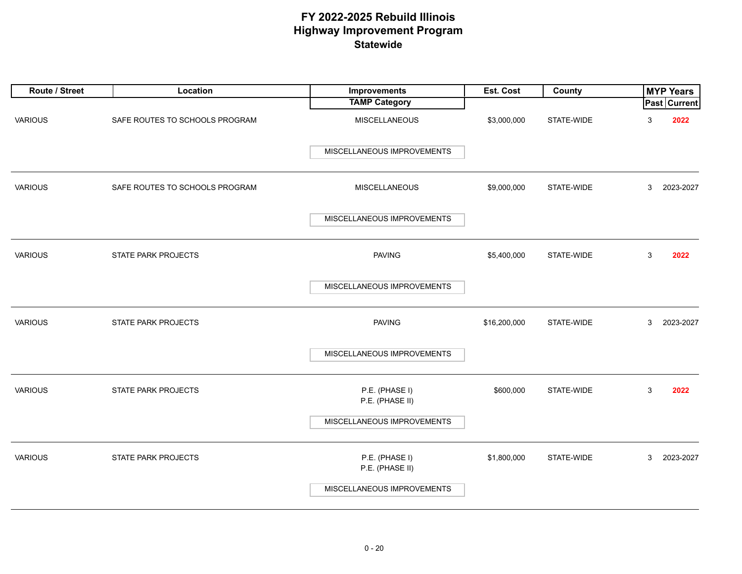# FY 2022-2025 Rebuild Illinois
# Highway Improvement Program
## Statewide

| Route / Street | Location | Improvements / TAMP Category | Est. Cost | County | MYP Years Past | MYP Years Current |
|---|---|---|---|---|---|---|
| VARIOUS | SAFE ROUTES TO SCHOOLS PROGRAM | MISCELLANEOUS<br>MISCELLANEOUS IMPROVEMENTS | $3,000,000 | STATE-WIDE | 3 | **2022** |
| VARIOUS | SAFE ROUTES TO SCHOOLS PROGRAM | MISCELLANEOUS<br>MISCELLANEOUS IMPROVEMENTS | $9,000,000 | STATE-WIDE | 3 | 2023-2027 |
| VARIOUS | STATE PARK PROJECTS | PAVING<br>MISCELLANEOUS IMPROVEMENTS | $5,400,000 | STATE-WIDE | 3 | **2022** |
| VARIOUS | STATE PARK PROJECTS | PAVING<br>MISCELLANEOUS IMPROVEMENTS | $16,200,000 | STATE-WIDE | 3 | 2023-2027 |
| VARIOUS | STATE PARK PROJECTS | P.E. (PHASE I)<br>P.E. (PHASE II)<br>MISCELLANEOUS IMPROVEMENTS | $600,000 | STATE-WIDE | 3 | **2022** |
| VARIOUS | STATE PARK PROJECTS | P.E. (PHASE I)<br>P.E. (PHASE II)<br>MISCELLANEOUS IMPROVEMENTS | $1,800,000 | STATE-WIDE | 3 | 2023-2027 |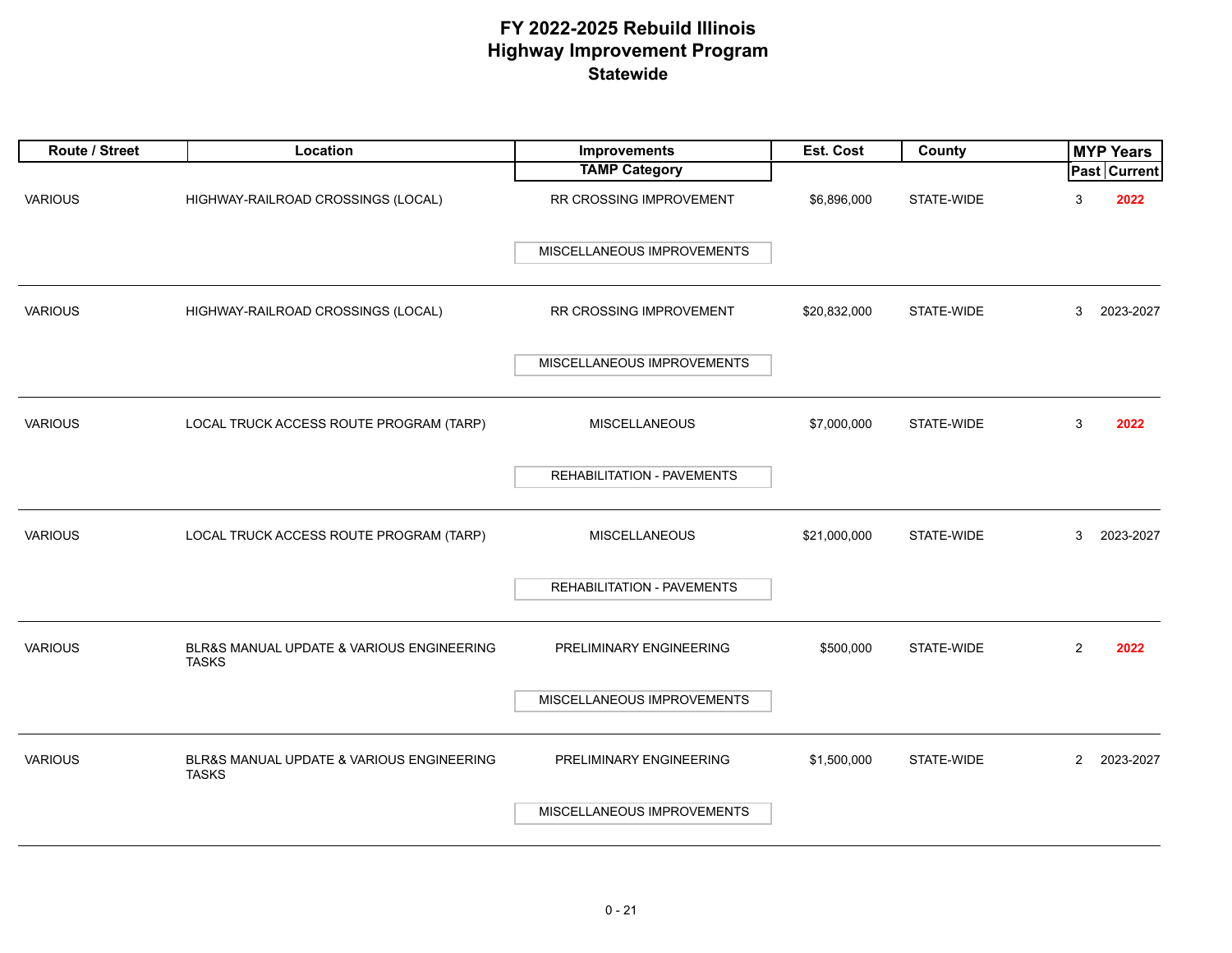# FY 2022-2025 Rebuild Illinois
# Highway Improvement Program
## Statewide

| Route / Street | Location | Improvements / TAMP Category | Est. Cost | County | MYP Years Past | MYP Years Current |
|---|---|---|---|---|---|---|
| VARIOUS | HIGHWAY-RAILROAD CROSSINGS (LOCAL) | RR CROSSING IMPROVEMENT / MISCELLANEOUS IMPROVEMENTS | $6,896,000 | STATE-WIDE | 3 | **2022** |
| VARIOUS | HIGHWAY-RAILROAD CROSSINGS (LOCAL) | RR CROSSING IMPROVEMENT / MISCELLANEOUS IMPROVEMENTS | $20,832,000 | STATE-WIDE | 3 | 2023-2027 |
| VARIOUS | LOCAL TRUCK ACCESS ROUTE PROGRAM (TARP) | MISCELLANEOUS / REHABILITATION - PAVEMENTS | $7,000,000 | STATE-WIDE | 3 | **2022** |
| VARIOUS | LOCAL TRUCK ACCESS ROUTE PROGRAM (TARP) | MISCELLANEOUS / REHABILITATION - PAVEMENTS | $21,000,000 | STATE-WIDE | 3 | 2023-2027 |
| VARIOUS | BLR&S MANUAL UPDATE & VARIOUS ENGINEERING TASKS | PRELIMINARY ENGINEERING / MISCELLANEOUS IMPROVEMENTS | $500,000 | STATE-WIDE | 2 | **2022** |
| VARIOUS | BLR&S MANUAL UPDATE & VARIOUS ENGINEERING TASKS | PRELIMINARY ENGINEERING / MISCELLANEOUS IMPROVEMENTS | $1,500,000 | STATE-WIDE | 2 | 2023-2027 |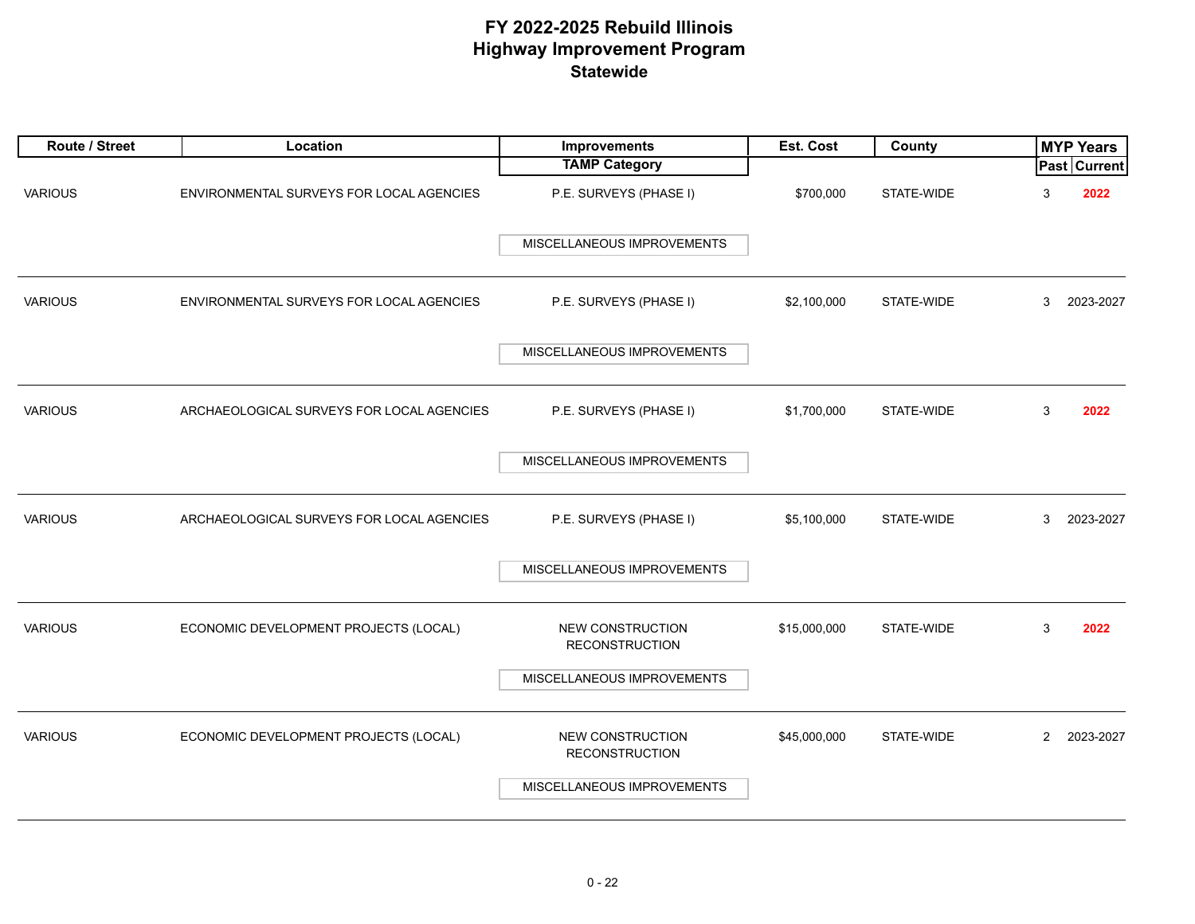# FY 2022-2025 Rebuild Illinois
## Highway Improvement Program
### Statewide

| Route / Street | Location | Improvements / TAMP Category | Est. Cost | County | MYP Years Past | MYP Years Current |
|---|---|---|---|---|---|---|
| VARIOUS | ENVIRONMENTAL SURVEYS FOR LOCAL AGENCIES | P.E. SURVEYS (PHASE I) / MISCELLANEOUS IMPROVEMENTS | $700,000 | STATE-WIDE | 3 | **2022** |
| VARIOUS | ENVIRONMENTAL SURVEYS FOR LOCAL AGENCIES | P.E. SURVEYS (PHASE I) / MISCELLANEOUS IMPROVEMENTS | $2,100,000 | STATE-WIDE | 3 | 2023-2027 |
| VARIOUS | ARCHAEOLOGICAL SURVEYS FOR LOCAL AGENCIES | P.E. SURVEYS (PHASE I) / MISCELLANEOUS IMPROVEMENTS | $1,700,000 | STATE-WIDE | 3 | **2022** |
| VARIOUS | ARCHAEOLOGICAL SURVEYS FOR LOCAL AGENCIES | P.E. SURVEYS (PHASE I) / MISCELLANEOUS IMPROVEMENTS | $5,100,000 | STATE-WIDE | 3 | 2023-2027 |
| VARIOUS | ECONOMIC DEVELOPMENT PROJECTS (LOCAL) | NEW CONSTRUCTION RECONSTRUCTION / MISCELLANEOUS IMPROVEMENTS | $15,000,000 | STATE-WIDE | 3 | **2022** |
| VARIOUS | ECONOMIC DEVELOPMENT PROJECTS (LOCAL) | NEW CONSTRUCTION RECONSTRUCTION / MISCELLANEOUS IMPROVEMENTS | $45,000,000 | STATE-WIDE | 2 | 2023-2027 |